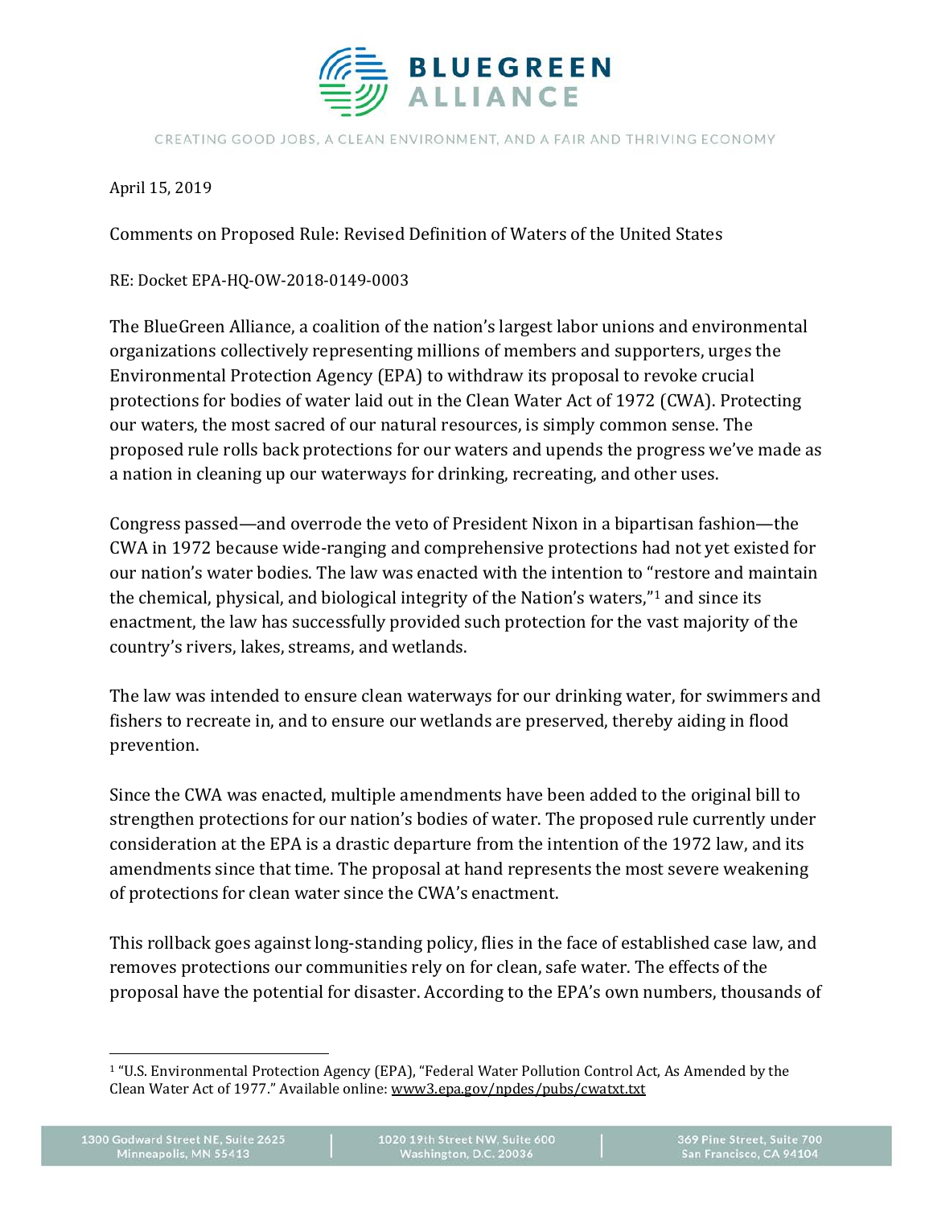# BLUEGREEN ALLIANCE

CREATING GOOD JOBS, A CLEAN ENVIRONMENT, AND A FAIR AND THRIVING ECONOMY

April 15, 2019

Comments on Proposed Rule: Revised Definition of Waters of the United States

RE: Docket EPA-HQ-OW-2018-0149-0003

The BlueGreen Alliance, a coalition of the nation's largest labor unions and environmental organizations collectively representing millions of members and supporters, urges the Environmental Protection Agency (EPA) to withdraw its proposal to revoke crucial protections for bodies of water laid out in the Clean Water Act of 1972 (CWA). Protecting our waters, the most sacred of our natural resources, is simply common sense. The proposed rule rolls back protections for our waters and upends the progress we've made as a nation in cleaning up our waterways for drinking, recreating, and other uses.

Congress passed—and overrode the veto of President Nixon in a bipartisan fashion—the CWA in 1972 because wide-ranging and comprehensive protections had not yet existed for our nation's water bodies. The law was enacted with the intention to "restore and maintain the chemical, physical, and biological integrity of the Nation's waters,"[1] and since its enactment, the law has successfully provided such protection for the vast majority of the country's rivers, lakes, streams, and wetlands.

The law was intended to ensure clean waterways for our drinking water, for swimmers and fishers to recreate in, and to ensure our wetlands are preserved, thereby aiding in flood prevention.

Since the CWA was enacted, multiple amendments have been added to the original bill to strengthen protections for our nation's bodies of water. The proposed rule currently under consideration at the EPA is a drastic departure from the intention of the 1972 law, and its amendments since that time. The proposal at hand represents the most severe weakening of protections for clean water since the CWA's enactment.

This rollback goes against long-standing policy, flies in the face of established case law, and removes protections our communities rely on for clean, safe water. The effects of the proposal have the potential for disaster. According to the EPA's own numbers, thousands of

[1] "U.S. Environmental Protection Agency (EPA), "Federal Water Pollution Control Act, As Amended by the Clean Water Act of 1977." Available online: www3.epa.gov/npdes/pubs/cwatxt.txt

1300 Godward Street NE, Suite 2625 Minneapolis, MN 55413 | 1020 19th Street NW, Suite 600 Washington, D.C. 20036 | 369 Pine Street, Suite 700 San Francisco, CA 94104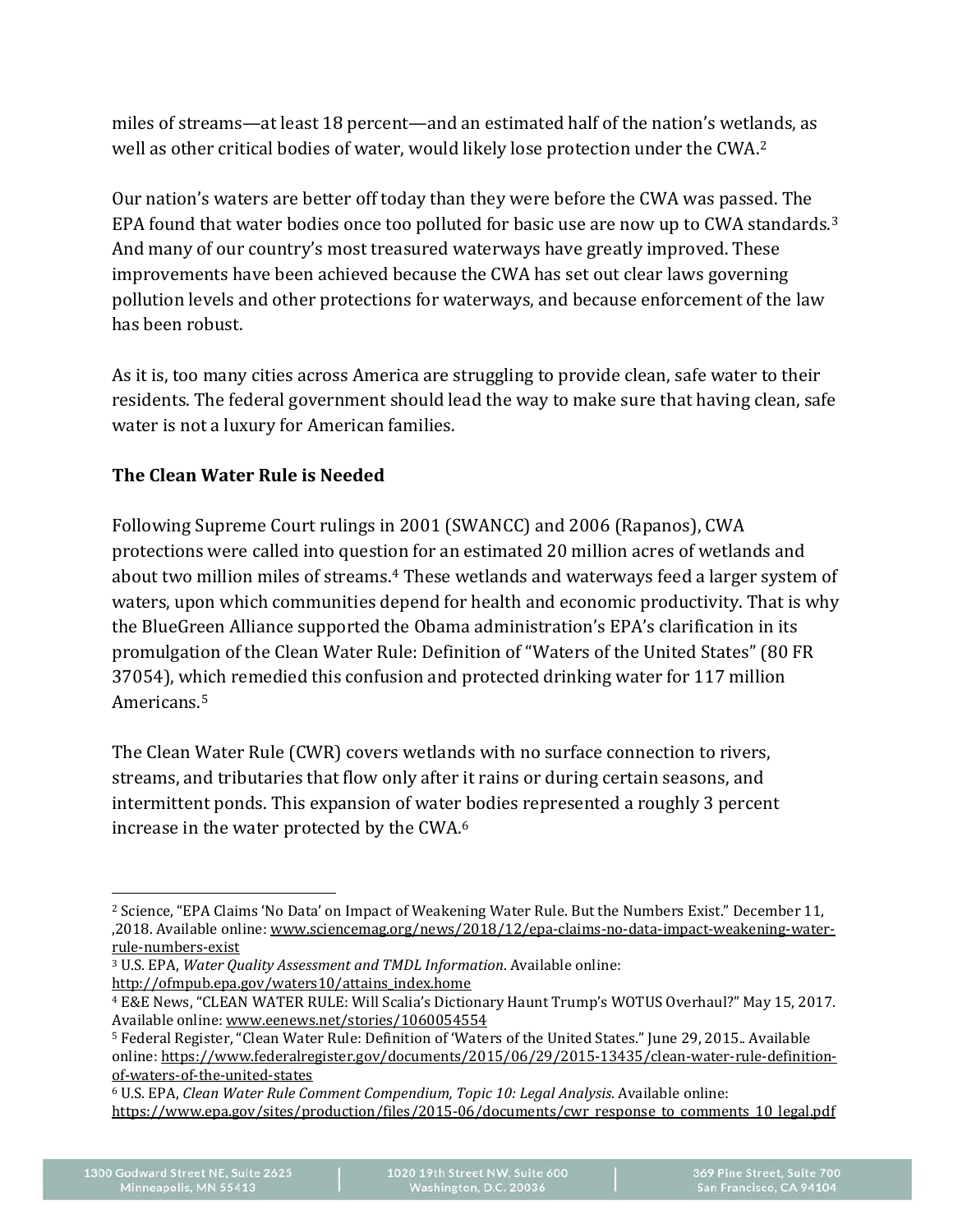miles of streams—at least 18 percent—and an estimated half of the nation's wetlands, as well as other critical bodies of water, would likely lose protection under the CWA.[2]

Our nation's waters are better off today than they were before the CWA was passed. The EPA found that water bodies once too polluted for basic use are now up to CWA standards.[3] And many of our country's most treasured waterways have greatly improved. These improvements have been achieved because the CWA has set out clear laws governing pollution levels and other protections for waterways, and because enforcement of the law has been robust.

As it is, too many cities across America are struggling to provide clean, safe water to their residents. The federal government should lead the way to make sure that having clean, safe water is not a luxury for American families.

**The Clean Water Rule is Needed**

Following Supreme Court rulings in 2001 (SWANCC) and 2006 (Rapanos), CWA protections were called into question for an estimated 20 million acres of wetlands and about two million miles of streams.[4] These wetlands and waterways feed a larger system of waters, upon which communities depend for health and economic productivity. That is why the BlueGreen Alliance supported the Obama administration's EPA's clarification in its promulgation of the Clean Water Rule: Definition of "Waters of the United States" (80 FR 37054), which remedied this confusion and protected drinking water for 117 million Americans.[5]

The Clean Water Rule (CWR) covers wetlands with no surface connection to rivers, streams, and tributaries that flow only after it rains or during certain seasons, and intermittent ponds. This expansion of water bodies represented a roughly 3 percent increase in the water protected by the CWA.[6]

---

[2] Science, "EPA Claims 'No Data' on Impact of Weakening Water Rule. But the Numbers Exist." December 11, ,2018. Available online: www.sciencemag.org/news/2018/12/epa-claims-no-data-impact-weakening-water-rule-numbers-exist

[3] U.S. EPA, *Water Quality Assessment and TMDL Information*. Available online: http://ofmpub.epa.gov/waters10/attains_index.home

[4] E&E News, "CLEAN WATER RULE: Will Scalia's Dictionary Haunt Trump's WOTUS Overhaul?" May 15, 2017. Available online: www.eenews.net/stories/1060054554

[5] Federal Register, "Clean Water Rule: Definition of 'Waters of the United States." June 29, 2015.. Available online: https://www.federalregister.gov/documents/2015/06/29/2015-13435/clean-water-rule-definition-of-waters-of-the-united-states

[6] U.S. EPA, *Clean Water Rule Comment Compendium, Topic 10: Legal Analysis*. Available online: https://www.epa.gov/sites/production/files/2015-06/documents/cwr_response_to_comments_10_legal.pdf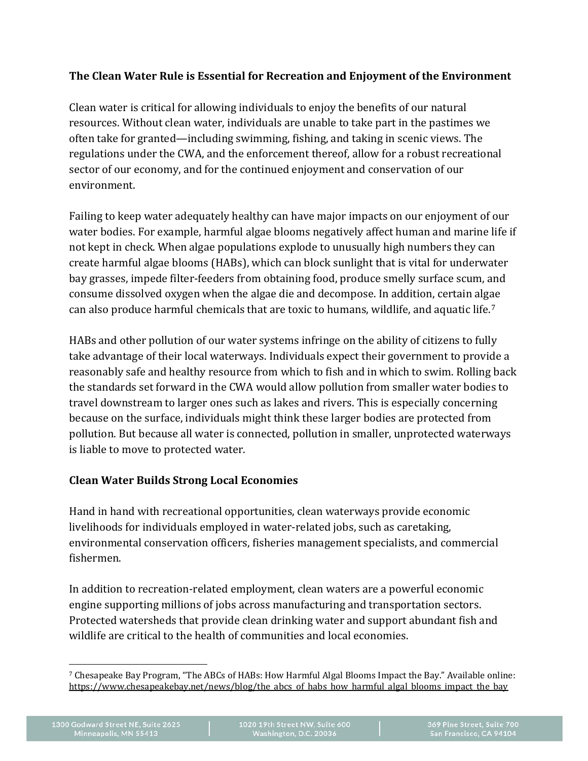**The Clean Water Rule is Essential for Recreation and Enjoyment of the Environment**

Clean water is critical for allowing individuals to enjoy the benefits of our natural resources. Without clean water, individuals are unable to take part in the pastimes we often take for granted—including swimming, fishing, and taking in scenic views. The regulations under the CWA, and the enforcement thereof, allow for a robust recreational sector of our economy, and for the continued enjoyment and conservation of our environment.

Failing to keep water adequately healthy can have major impacts on our enjoyment of our water bodies. For example, harmful algae blooms negatively affect human and marine life if not kept in check. When algae populations explode to unusually high numbers they can create harmful algae blooms (HABs), which can block sunlight that is vital for underwater bay grasses, impede filter-feeders from obtaining food, produce smelly surface scum, and consume dissolved oxygen when the algae die and decompose. In addition, certain algae can also produce harmful chemicals that are toxic to humans, wildlife, and aquatic life.[7]

HABs and other pollution of our water systems infringe on the ability of citizens to fully take advantage of their local waterways. Individuals expect their government to provide a reasonably safe and healthy resource from which to fish and in which to swim. Rolling back the standards set forward in the CWA would allow pollution from smaller water bodies to travel downstream to larger ones such as lakes and rivers. This is especially concerning because on the surface, individuals might think these larger bodies are protected from pollution. But because all water is connected, pollution in smaller, unprotected waterways is liable to move to protected water.

**Clean Water Builds Strong Local Economies**

Hand in hand with recreational opportunities, clean waterways provide economic livelihoods for individuals employed in water-related jobs, such as caretaking, environmental conservation officers, fisheries management specialists, and commercial fishermen.

In addition to recreation-related employment, clean waters are a powerful economic engine supporting millions of jobs across manufacturing and transportation sectors. Protected watersheds that provide clean drinking water and support abundant fish and wildlife are critical to the health of communities and local economies.

---

[7] Chesapeake Bay Program, "The ABCs of HABs: How Harmful Algal Blooms Impact the Bay." Available online: https://www.chesapeakebay.net/news/blog/the_abcs_of_habs_how_harmful_algal_blooms_impact_the_bay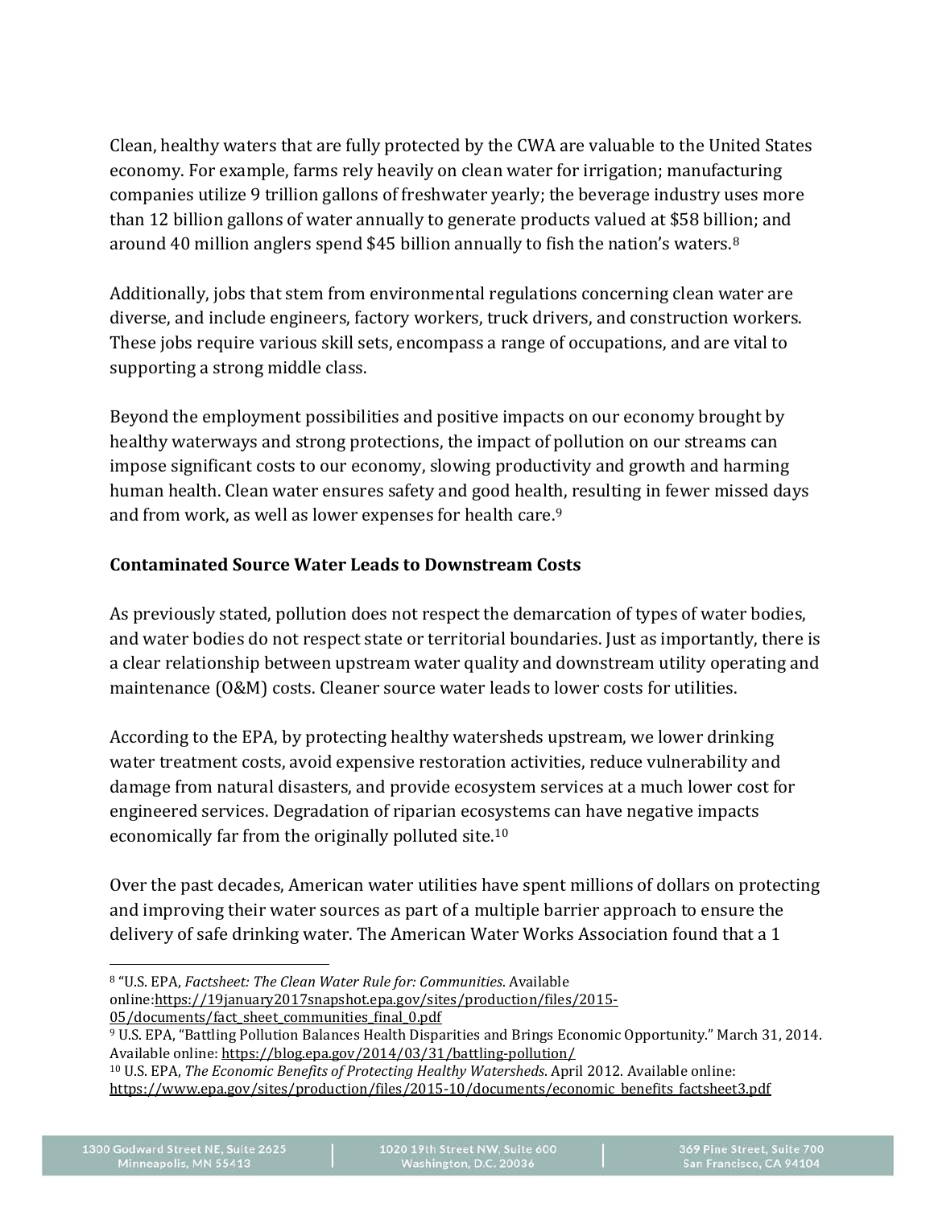Clean, healthy waters that are fully protected by the CWA are valuable to the United States economy. For example, farms rely heavily on clean water for irrigation; manufacturing companies utilize 9 trillion gallons of freshwater yearly; the beverage industry uses more than 12 billion gallons of water annually to generate products valued at $58 billion; and around 40 million anglers spend $45 billion annually to fish the nation's waters.[8]

Additionally, jobs that stem from environmental regulations concerning clean water are diverse, and include engineers, factory workers, truck drivers, and construction workers. These jobs require various skill sets, encompass a range of occupations, and are vital to supporting a strong middle class.

Beyond the employment possibilities and positive impacts on our economy brought by healthy waterways and strong protections, the impact of pollution on our streams can impose significant costs to our economy, slowing productivity and growth and harming human health. Clean water ensures safety and good health, resulting in fewer missed days and from work, as well as lower expenses for health care.[9]

**Contaminated Source Water Leads to Downstream Costs**

As previously stated, pollution does not respect the demarcation of types of water bodies, and water bodies do not respect state or territorial boundaries. Just as importantly, there is a clear relationship between upstream water quality and downstream utility operating and maintenance (O&M) costs. Cleaner source water leads to lower costs for utilities.

According to the EPA, by protecting healthy watersheds upstream, we lower drinking water treatment costs, avoid expensive restoration activities, reduce vulnerability and damage from natural disasters, and provide ecosystem services at a much lower cost for engineered services. Degradation of riparian ecosystems can have negative impacts economically far from the originally polluted site.[10]

Over the past decades, American water utilities have spent millions of dollars on protecting and improving their water sources as part of a multiple barrier approach to ensure the delivery of safe drinking water. The American Water Works Association found that a 1

---

[8] "U.S. EPA, *Factsheet: The Clean Water Rule for: Communities*. Available online:https://19january2017snapshot.epa.gov/sites/production/files/2015-05/documents/fact_sheet_communities_final_0.pdf

[9] U.S. EPA, "Battling Pollution Balances Health Disparities and Brings Economic Opportunity." March 31, 2014. Available online: https://blog.epa.gov/2014/03/31/battling-pollution/

[10] U.S. EPA, *The Economic Benefits of Protecting Healthy Watersheds*. April 2012. Available online: https://www.epa.gov/sites/production/files/2015-10/documents/economic_benefits_factsheet3.pdf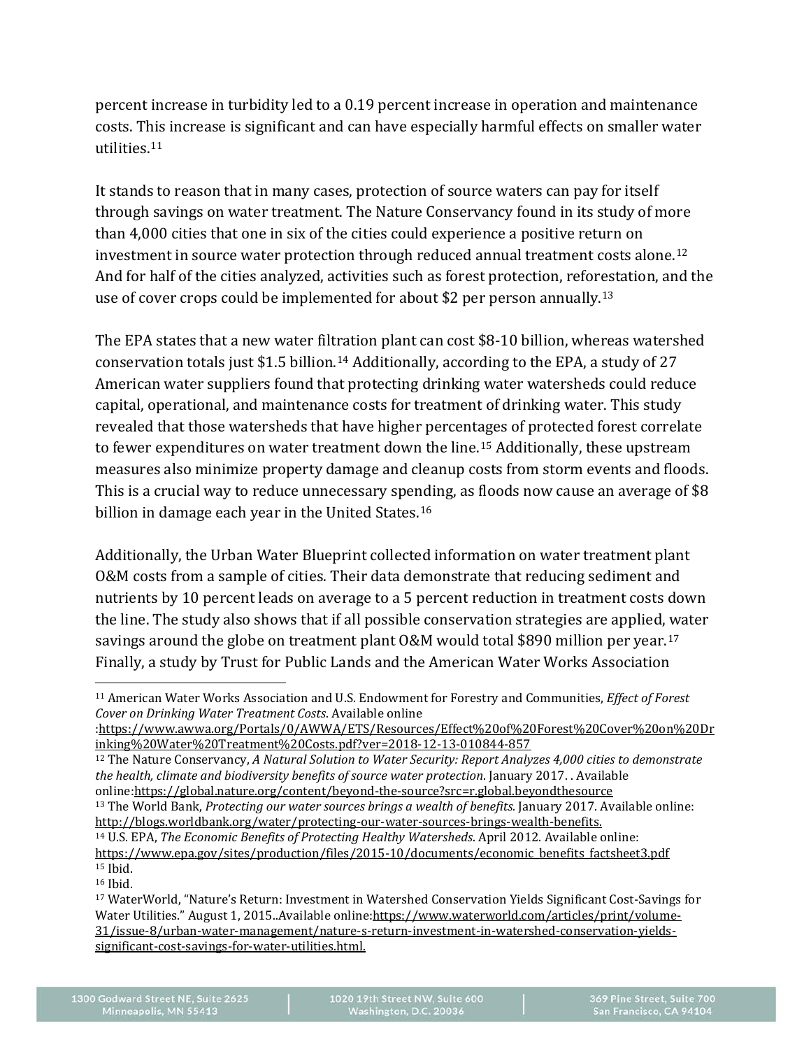percent increase in turbidity led to a 0.19 percent increase in operation and maintenance costs. This increase is significant and can have especially harmful effects on smaller water utilities.[11]

It stands to reason that in many cases, protection of source waters can pay for itself through savings on water treatment. The Nature Conservancy found in its study of more than 4,000 cities that one in six of the cities could experience a positive return on investment in source water protection through reduced annual treatment costs alone.[12] And for half of the cities analyzed, activities such as forest protection, reforestation, and the use of cover crops could be implemented for about $2 per person annually.[13]

The EPA states that a new water filtration plant can cost $8-10 billion, whereas watershed conservation totals just $1.5 billion.[14] Additionally, according to the EPA, a study of 27 American water suppliers found that protecting drinking water watersheds could reduce capital, operational, and maintenance costs for treatment of drinking water. This study revealed that those watersheds that have higher percentages of protected forest correlate to fewer expenditures on water treatment down the line.[15] Additionally, these upstream measures also minimize property damage and cleanup costs from storm events and floods. This is a crucial way to reduce unnecessary spending, as floods now cause an average of $8 billion in damage each year in the United States.[16]

Additionally, the Urban Water Blueprint collected information on water treatment plant O&M costs from a sample of cities. Their data demonstrate that reducing sediment and nutrients by 10 percent leads on average to a 5 percent reduction in treatment costs down the line. The study also shows that if all possible conservation strategies are applied, water savings around the globe on treatment plant O&M would total $890 million per year.[17] Finally, a study by Trust for Public Lands and the American Water Works Association

---

[11] American Water Works Association and U.S. Endowment for Forestry and Communities, *Effect of Forest Cover on Drinking Water Treatment Costs*. Available online :https://www.awwa.org/Portals/0/AWWA/ETS/Resources/Effect%20of%20Forest%20Cover%20on%20Drinking%20Water%20Treatment%20Costs.pdf?ver=2018-12-13-010844-857

[12] The Nature Conservancy, *A Natural Solution to Water Security: Report Analyzes 4,000 cities to demonstrate the health, climate and biodiversity benefits of source water protection*. January 2017. . Available online:https://global.nature.org/content/beyond-the-source?src=r.global.beyondthesource

[13] The World Bank, *Protecting our water sources brings a wealth of benefits.* January 2017. Available online: http://blogs.worldbank.org/water/protecting-our-water-sources-brings-wealth-benefits.

[14] U.S. EPA, *The Economic Benefits of Protecting Healthy Watersheds*. April 2012. Available online: https://www.epa.gov/sites/production/files/2015-10/documents/economic_benefits_factsheet3.pdf

[15] Ibid.

[16] Ibid.

[17] WaterWorld, "Nature's Return: Investment in Watershed Conservation Yields Significant Cost-Savings for Water Utilities." August 1, 2015..Available online:https://www.waterworld.com/articles/print/volume-31/issue-8/urban-water-management/nature-s-return-investment-in-watershed-conservation-yields-significant-cost-savings-for-water-utilities.html.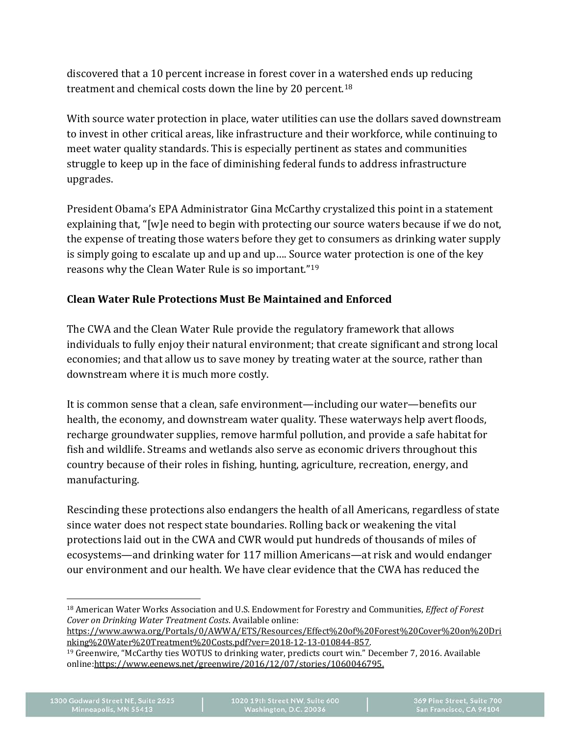discovered that a 10 percent increase in forest cover in a watershed ends up reducing treatment and chemical costs down the line by 20 percent.[18]

With source water protection in place, water utilities can use the dollars saved downstream to invest in other critical areas, like infrastructure and their workforce, while continuing to meet water quality standards. This is especially pertinent as states and communities struggle to keep up in the face of diminishing federal funds to address infrastructure upgrades.

President Obama's EPA Administrator Gina McCarthy crystalized this point in a statement explaining that, "[w]e need to begin with protecting our source waters because if we do not, the expense of treating those waters before they get to consumers as drinking water supply is simply going to escalate up and up and up…. Source water protection is one of the key reasons why the Clean Water Rule is so important."[19]

**Clean Water Rule Protections Must Be Maintained and Enforced**

The CWA and the Clean Water Rule provide the regulatory framework that allows individuals to fully enjoy their natural environment; that create significant and strong local economies; and that allow us to save money by treating water at the source, rather than downstream where it is much more costly.

It is common sense that a clean, safe environment—including our water—benefits our health, the economy, and downstream water quality. These waterways help avert floods, recharge groundwater supplies, remove harmful pollution, and provide a safe habitat for fish and wildlife. Streams and wetlands also serve as economic drivers throughout this country because of their roles in fishing, hunting, agriculture, recreation, energy, and manufacturing.

Rescinding these protections also endangers the health of all Americans, regardless of state since water does not respect state boundaries. Rolling back or weakening the vital protections laid out in the CWA and CWR would put hundreds of thousands of miles of ecosystems—and drinking water for 117 million Americans—at risk and would endanger our environment and our health. We have clear evidence that the CWA has reduced the

---

[18] American Water Works Association and U.S. Endowment for Forestry and Communities, *Effect of Forest Cover on Drinking Water Treatment Costs*. Available online: https://www.awwa.org/Portals/0/AWWA/ETS/Resources/Effect%20of%20Forest%20Cover%20on%20Drinking%20Water%20Treatment%20Costs.pdf?ver=2018-12-13-010844-857.

[19] Greenwire, "McCarthy ties WOTUS to drinking water, predicts court win." December 7, 2016. Available online:https://www.eenews.net/greenwire/2016/12/07/stories/1060046795.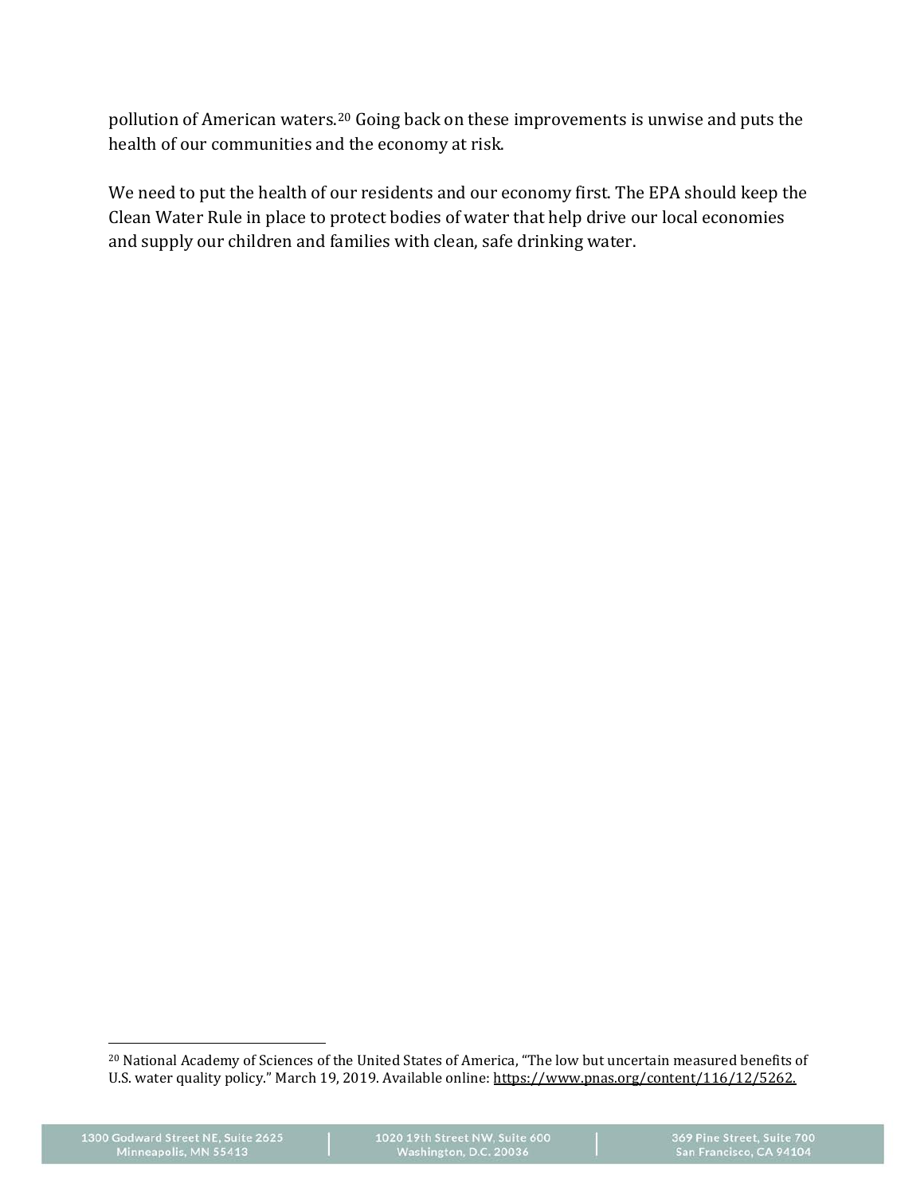pollution of American waters.[20] Going back on these improvements is unwise and puts the health of our communities and the economy at risk.

We need to put the health of our residents and our economy first. The EPA should keep the Clean Water Rule in place to protect bodies of water that help drive our local economies and supply our children and families with clean, safe drinking water.

---

[20] National Academy of Sciences of the United States of America, "The low but uncertain measured benefits of U.S. water quality policy." March 19, 2019. Available online: https://www.pnas.org/content/116/12/5262.